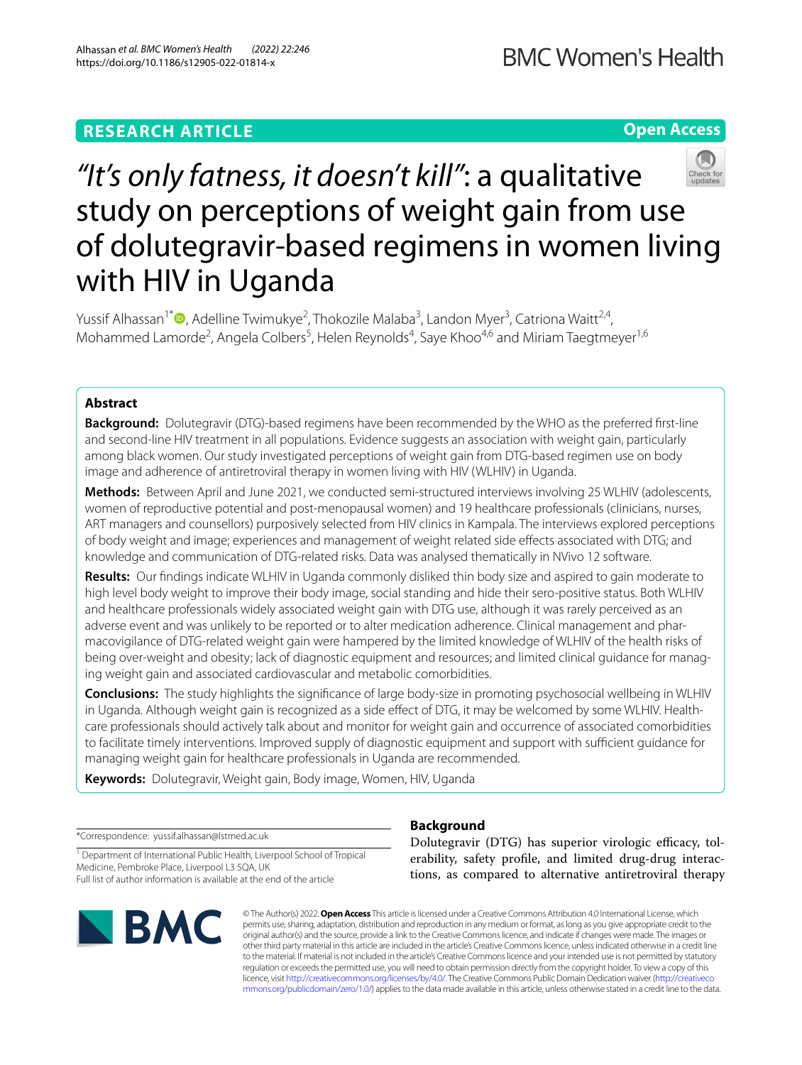RESEARCH ARTICLE

Open Access

# "It's only fatness, it doesn't kill": a qualitative study on perceptions of weight gain from use of dolutegravir-based regimens in women living with HIV in Uganda

Yussif Alhassan[1*], Adelline Twimukye[2], Thokozile Malaba[3], Landon Myer[3], Catriona Waitt[2,4], Mohammed Lamorde[2], Angela Colbers[5], Helen Reynolds[4], Saye Khoo[4,6] and Miriam Taegtmeyer[1,6]

## Abstract

**Background:** Dolutegravir (DTG)-based regimens have been recommended by the WHO as the preferred first-line and second-line HIV treatment in all populations. Evidence suggests an association with weight gain, particularly among black women. Our study investigated perceptions of weight gain from DTG-based regimen use on body image and adherence of antiretroviral therapy in women living with HIV (WLHIV) in Uganda.

**Methods:** Between April and June 2021, we conducted semi-structured interviews involving 25 WLHIV (adolescents, women of reproductive potential and post-menopausal women) and 19 healthcare professionals (clinicians, nurses, ART managers and counsellors) purposively selected from HIV clinics in Kampala. The interviews explored perceptions of body weight and image; experiences and management of weight related side effects associated with DTG; and knowledge and communication of DTG-related risks. Data was analysed thematically in NVivo 12 software.

**Results:** Our findings indicate WLHIV in Uganda commonly disliked thin body size and aspired to gain moderate to high level body weight to improve their body image, social standing and hide their sero-positive status. Both WLHIV and healthcare professionals widely associated weight gain with DTG use, although it was rarely perceived as an adverse event and was unlikely to be reported or to alter medication adherence. Clinical management and pharmacovigilance of DTG-related weight gain were hampered by the limited knowledge of WLHIV of the health risks of being over-weight and obesity; lack of diagnostic equipment and resources; and limited clinical guidance for managing weight gain and associated cardiovascular and metabolic comorbidities.

**Conclusions:** The study highlights the significance of large body-size in promoting psychosocial wellbeing in WLHIV in Uganda. Although weight gain is recognized as a side effect of DTG, it may be welcomed by some WLHIV. Healthcare professionals should actively talk about and monitor for weight gain and occurrence of associated comorbidities to facilitate timely interventions. Improved supply of diagnostic equipment and support with sufficient guidance for managing weight gain for healthcare professionals in Uganda are recommended.

**Keywords:** Dolutegravir, Weight gain, Body image, Women, HIV, Uganda

*Correspondence: yussif.alhassan@lstmed.ac.uk

[1] Department of International Public Health, Liverpool School of Tropical Medicine, Pembroke Place, Liverpool L3 5QA, UK

Full list of author information is available at the end of the article

## Background

Dolutegravir (DTG) has superior virologic efficacy, tolerability, safety profile, and limited drug-drug interactions, as compared to alternative antiretroviral therapy

© The Author(s) 2022. **Open Access** This article is licensed under a Creative Commons Attribution 4.0 International License, which permits use, sharing, adaptation, distribution and reproduction in any medium or format, as long as you give appropriate credit to the original author(s) and the source, provide a link to the Creative Commons licence, and indicate if changes were made. The images or other third party material in this article are included in the article's Creative Commons licence, unless indicated otherwise in a credit line to the material. If material is not included in the article's Creative Commons licence and your intended use is not permitted by statutory regulation or exceeds the permitted use, you will need to obtain permission directly from the copyright holder. To view a copy of this licence, visit http://creativecommons.org/licenses/by/4.0/. The Creative Commons Public Domain Dedication waiver (http://creativecommons.org/publicdomain/zero/1.0/) applies to the data made available in this article, unless otherwise stated in a credit line to the data.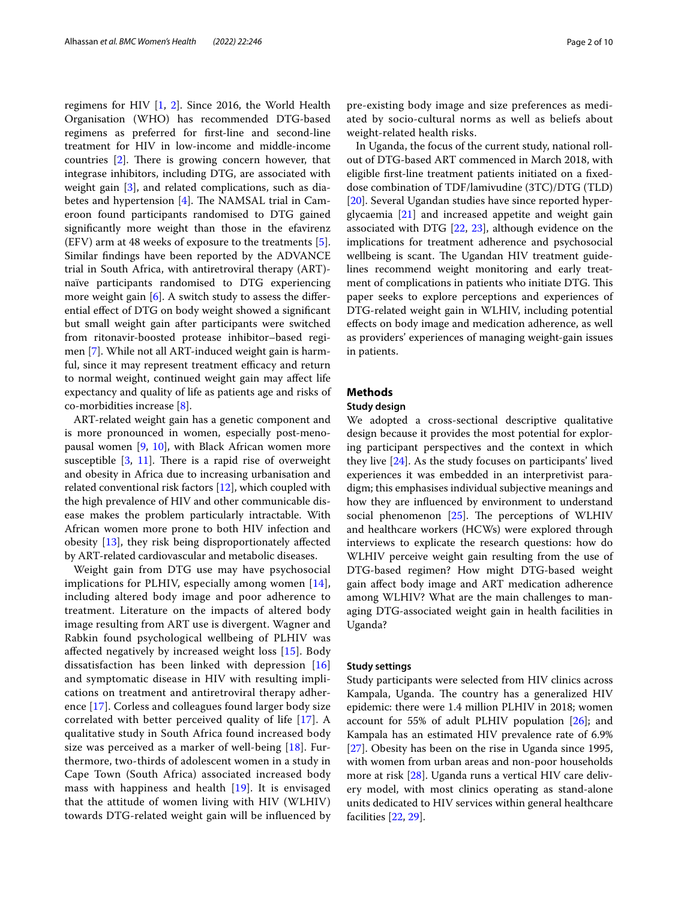regimens for HIV [1, 2]. Since 2016, the World Health Organisation (WHO) has recommended DTG-based regimens as preferred for first-line and second-line treatment for HIV in low-income and middle-income countries [2]. There is growing concern however, that integrase inhibitors, including DTG, are associated with weight gain [3], and related complications, such as diabetes and hypertension [4]. The NAMSAL trial in Cameroon found participants randomised to DTG gained significantly more weight than those in the efavirenz (EFV) arm at 48 weeks of exposure to the treatments [5]. Similar findings have been reported by the ADVANCE trial in South Africa, with antiretroviral therapy (ART)-naïve participants randomised to DTG experiencing more weight gain [6]. A switch study to assess the differential effect of DTG on body weight showed a significant but small weight gain after participants were switched from ritonavir-boosted protease inhibitor–based regimen [7]. While not all ART-induced weight gain is harmful, since it may represent treatment efficacy and return to normal weight, continued weight gain may affect life expectancy and quality of life as patients age and risks of co-morbidities increase [8].

ART-related weight gain has a genetic component and is more pronounced in women, especially post-menopausal women [9, 10], with Black African women more susceptible [3, 11]. There is a rapid rise of overweight and obesity in Africa due to increasing urbanisation and related conventional risk factors [12], which coupled with the high prevalence of HIV and other communicable disease makes the problem particularly intractable. With African women more prone to both HIV infection and obesity [13], they risk being disproportionately affected by ART-related cardiovascular and metabolic diseases.

Weight gain from DTG use may have psychosocial implications for PLHIV, especially among women [14], including altered body image and poor adherence to treatment. Literature on the impacts of altered body image resulting from ART use is divergent. Wagner and Rabkin found psychological wellbeing of PLHIV was affected negatively by increased weight loss [15]. Body dissatisfaction has been linked with depression [16] and symptomatic disease in HIV with resulting implications on treatment and antiretroviral therapy adherence [17]. Corless and colleagues found larger body size correlated with better perceived quality of life [17]. A qualitative study in South Africa found increased body size was perceived as a marker of well-being [18]. Furthermore, two-thirds of adolescent women in a study in Cape Town (South Africa) associated increased body mass with happiness and health [19]. It is envisaged that the attitude of women living with HIV (WLHIV) towards DTG-related weight gain will be influenced by pre-existing body image and size preferences as mediated by socio-cultural norms as well as beliefs about weight-related health risks.

In Uganda, the focus of the current study, national roll-out of DTG-based ART commenced in March 2018, with eligible first-line treatment patients initiated on a fixed-dose combination of TDF/lamivudine (3TC)/DTG (TLD) [20]. Several Ugandan studies have since reported hyperglycaemia [21] and increased appetite and weight gain associated with DTG [22, 23], although evidence on the implications for treatment adherence and psychosocial wellbeing is scant. The Ugandan HIV treatment guidelines recommend weight monitoring and early treatment of complications in patients who initiate DTG. This paper seeks to explore perceptions and experiences of DTG-related weight gain in WLHIV, including potential effects on body image and medication adherence, as well as providers' experiences of managing weight-gain issues in patients.

## Methods

### Study design

We adopted a cross-sectional descriptive qualitative design because it provides the most potential for exploring participant perspectives and the context in which they live [24]. As the study focuses on participants' lived experiences it was embedded in an interpretivist paradigm; this emphasises individual subjective meanings and how they are influenced by environment to understand social phenomenon [25]. The perceptions of WLHIV and healthcare workers (HCWs) were explored through interviews to explicate the research questions: how do WLHIV perceive weight gain resulting from the use of DTG-based regimen? How might DTG-based weight gain affect body image and ART medication adherence among WLHIV? What are the main challenges to managing DTG-associated weight gain in health facilities in Uganda?

### Study settings

Study participants were selected from HIV clinics across Kampala, Uganda. The country has a generalized HIV epidemic: there were 1.4 million PLHIV in 2018; women account for 55% of adult PLHIV population [26]; and Kampala has an estimated HIV prevalence rate of 6.9% [27]. Obesity has been on the rise in Uganda since 1995, with women from urban areas and non-poor households more at risk [28]. Uganda runs a vertical HIV care delivery model, with most clinics operating as stand-alone units dedicated to HIV services within general healthcare facilities [22, 29].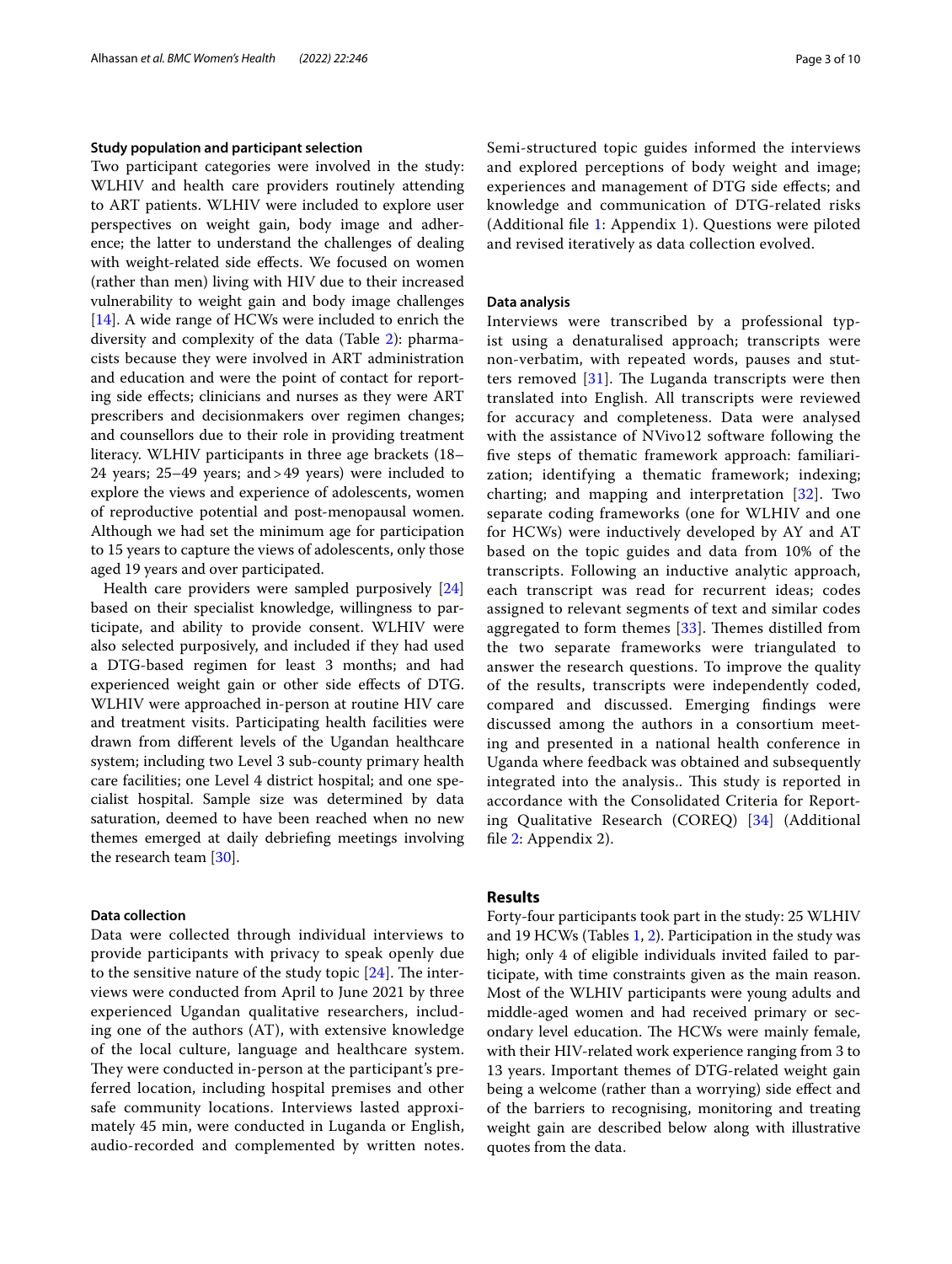### Study population and participant selection

Two participant categories were involved in the study: WLHIV and health care providers routinely attending to ART patients. WLHIV were included to explore user perspectives on weight gain, body image and adherence; the latter to understand the challenges of dealing with weight-related side effects. We focused on women (rather than men) living with HIV due to their increased vulnerability to weight gain and body image challenges [14]. A wide range of HCWs were included to enrich the diversity and complexity of the data (Table 2): pharmacists because they were involved in ART administration and education and were the point of contact for reporting side effects; clinicians and nurses as they were ART prescribers and decisionmakers over regimen changes; and counsellors due to their role in providing treatment literacy. WLHIV participants in three age brackets (18–24 years; 25–49 years; and > 49 years) were included to explore the views and experience of adolescents, women of reproductive potential and post-menopausal women. Although we had set the minimum age for participation to 15 years to capture the views of adolescents, only those aged 19 years and over participated.

Health care providers were sampled purposively [24] based on their specialist knowledge, willingness to participate, and ability to provide consent. WLHIV were also selected purposively, and included if they had used a DTG-based regimen for least 3 months; and had experienced weight gain or other side effects of DTG. WLHIV were approached in-person at routine HIV care and treatment visits. Participating health facilities were drawn from different levels of the Ugandan healthcare system; including two Level 3 sub-county primary health care facilities; one Level 4 district hospital; and one specialist hospital. Sample size was determined by data saturation, deemed to have been reached when no new themes emerged at daily debriefing meetings involving the research team [30].

### Data collection

Data were collected through individual interviews to provide participants with privacy to speak openly due to the sensitive nature of the study topic [24]. The interviews were conducted from April to June 2021 by three experienced Ugandan qualitative researchers, including one of the authors (AT), with extensive knowledge of the local culture, language and healthcare system. They were conducted in-person at the participant's preferred location, including hospital premises and other safe community locations. Interviews lasted approximately 45 min, were conducted in Luganda or English, audio-recorded and complemented by written notes. Semi-structured topic guides informed the interviews and explored perceptions of body weight and image; experiences and management of DTG side effects; and knowledge and communication of DTG-related risks (Additional file 1: Appendix 1). Questions were piloted and revised iteratively as data collection evolved.

### Data analysis

Interviews were transcribed by a professional typist using a denaturalised approach; transcripts were non-verbatim, with repeated words, pauses and stutters removed [31]. The Luganda transcripts were then translated into English. All transcripts were reviewed for accuracy and completeness. Data were analysed with the assistance of NVivo12 software following the five steps of thematic framework approach: familiarization; identifying a thematic framework; indexing; charting; and mapping and interpretation [32]. Two separate coding frameworks (one for WLHIV and one for HCWs) were inductively developed by AY and AT based on the topic guides and data from 10% of the transcripts. Following an inductive analytic approach, each transcript was read for recurrent ideas; codes assigned to relevant segments of text and similar codes aggregated to form themes [33]. Themes distilled from the two separate frameworks were triangulated to answer the research questions. To improve the quality of the results, transcripts were independently coded, compared and discussed. Emerging findings were discussed among the authors in a consortium meeting and presented in a national health conference in Uganda where feedback was obtained and subsequently integrated into the analysis.. This study is reported in accordance with the Consolidated Criteria for Reporting Qualitative Research (COREQ) [34] (Additional file 2: Appendix 2).

## Results

Forty-four participants took part in the study: 25 WLHIV and 19 HCWs (Tables 1, 2). Participation in the study was high; only 4 of eligible individuals invited failed to participate, with time constraints given as the main reason. Most of the WLHIV participants were young adults and middle-aged women and had received primary or secondary level education. The HCWs were mainly female, with their HIV-related work experience ranging from 3 to 13 years. Important themes of DTG-related weight gain being a welcome (rather than a worrying) side effect and of the barriers to recognising, monitoring and treating weight gain are described below along with illustrative quotes from the data.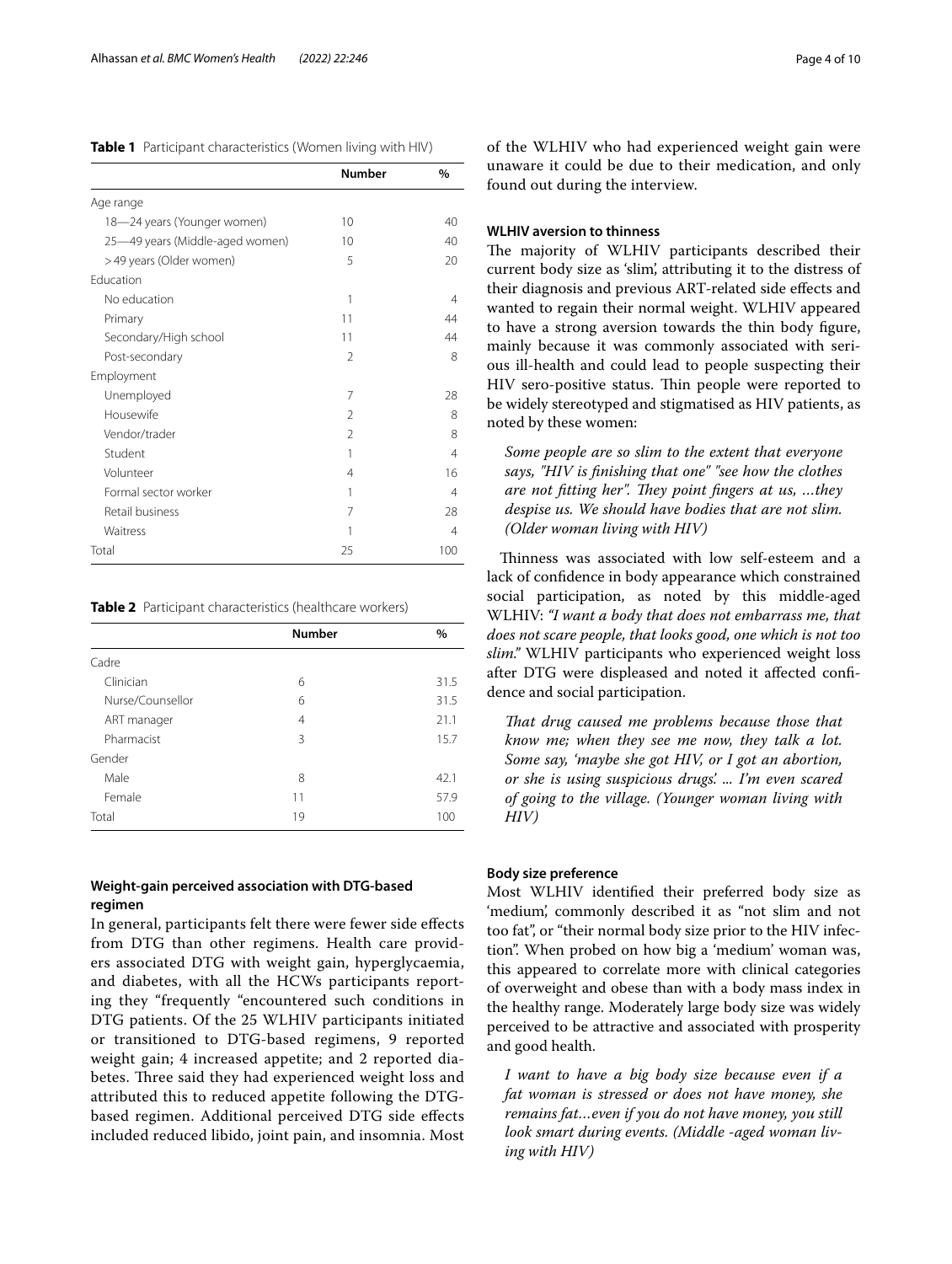**Table 1** Participant characteristics (Women living with HIV)

| | Number | % |
|---|---|---|
| Age range | | |
| 18—24 years (Younger women) | 10 | 40 |
| 25—49 years (Middle-aged women) | 10 | 40 |
| >49 years (Older women) | 5 | 20 |
| Education | | |
| No education | 1 | 4 |
| Primary | 11 | 44 |
| Secondary/High school | 11 | 44 |
| Post-secondary | 2 | 8 |
| Employment | | |
| Unemployed | 7 | 28 |
| Housewife | 2 | 8 |
| Vendor/trader | 2 | 8 |
| Student | 1 | 4 |
| Volunteer | 4 | 16 |
| Formal sector worker | 1 | 4 |
| Retail business | 7 | 28 |
| Waitress | 1 | 4 |
| Total | 25 | 100 |

**Table 2** Participant characteristics (healthcare workers)

| | Number | % |
|---|---|---|
| Cadre | | |
| Clinician | 6 | 31.5 |
| Nurse/Counsellor | 6 | 31.5 |
| ART manager | 4 | 21.1 |
| Pharmacist | 3 | 15.7 |
| Gender | | |
| Male | 8 | 42.1 |
| Female | 11 | 57.9 |
| Total | 19 | 100 |

### Weight-gain perceived association with DTG-based regimen

In general, participants felt there were fewer side effects from DTG than other regimens. Health care providers associated DTG with weight gain, hyperglycaemia, and diabetes, with all the HCWs participants reporting they "frequently "encountered such conditions in DTG patients. Of the 25 WLHIV participants initiated or transitioned to DTG-based regimens, 9 reported weight gain; 4 increased appetite; and 2 reported diabetes. Three said they had experienced weight loss and attributed this to reduced appetite following the DTG-based regimen. Additional perceived DTG side effects included reduced libido, joint pain, and insomnia. Most of the WLHIV who had experienced weight gain were unaware it could be due to their medication, and only found out during the interview.

### WLHIV aversion to thinness

The majority of WLHIV participants described their current body size as 'slim', attributing it to the distress of their diagnosis and previous ART-related side effects and wanted to regain their normal weight. WLHIV appeared to have a strong aversion towards the thin body figure, mainly because it was commonly associated with serious ill-health and could lead to people suspecting their HIV sero-positive status. Thin people were reported to be widely stereotyped and stigmatised as HIV patients, as noted by these women:

> *Some people are so slim to the extent that everyone says, "HIV is finishing that one" "see how the clothes are not fitting her". They point fingers at us, …they despise us. We should have bodies that are not slim. (Older woman living with HIV)*

Thinness was associated with low self-esteem and a lack of confidence in body appearance which constrained social participation, as noted by this middle-aged WLHIV: *"I want a body that does not embarrass me, that does not scare people, that looks good, one which is not too slim."* WLHIV participants who experienced weight loss after DTG were displeased and noted it affected confidence and social participation.

> *That drug caused me problems because those that know me; when they see me now, they talk a lot. Some say, 'maybe she got HIV, or I got an abortion, or she is using suspicious drugs'. ... I'm even scared of going to the village. (Younger woman living with HIV)*

### Body size preference

Most WLHIV identified their preferred body size as 'medium', commonly described it as "not slim and not too fat", or "their normal body size prior to the HIV infection". When probed on how big a 'medium' woman was, this appeared to correlate more with clinical categories of overweight and obese than with a body mass index in the healthy range. Moderately large body size was widely perceived to be attractive and associated with prosperity and good health.

> *I want to have a big body size because even if a fat woman is stressed or does not have money, she remains fat…even if you do not have money, you still look smart during events. (Middle -aged woman living with HIV)*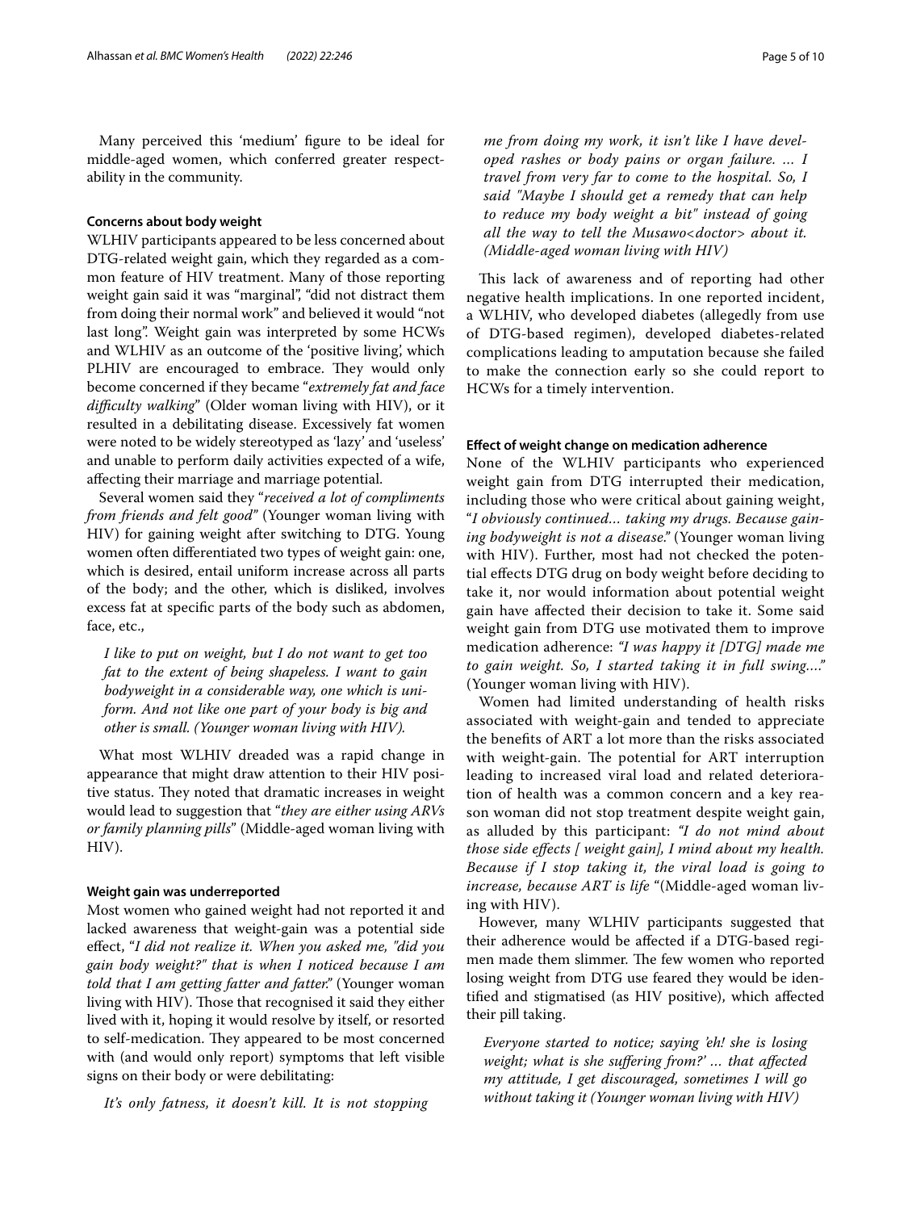Many perceived this 'medium' figure to be ideal for middle-aged women, which conferred greater respectability in the community.

#### Concerns about body weight

WLHIV participants appeared to be less concerned about DTG-related weight gain, which they regarded as a common feature of HIV treatment. Many of those reporting weight gain said it was "marginal", "did not distract them from doing their normal work" and believed it would "not last long". Weight gain was interpreted by some HCWs and WLHIV as an outcome of the 'positive living', which PLHIV are encouraged to embrace. They would only become concerned if they became "*extremely fat and face difficulty walking*" (Older woman living with HIV), or it resulted in a debilitating disease. Excessively fat women were noted to be widely stereotyped as 'lazy' and 'useless' and unable to perform daily activities expected of a wife, affecting their marriage and marriage potential.

Several women said they "*received a lot of compliments from friends and felt good*" (Younger woman living with HIV) for gaining weight after switching to DTG. Young women often differentiated two types of weight gain: one, which is desired, entail uniform increase across all parts of the body; and the other, which is disliked, involves excess fat at specific parts of the body such as abdomen, face, etc.,

> *I like to put on weight, but I do not want to get too fat to the extent of being shapeless. I want to gain bodyweight in a considerable way, one which is uniform. And not like one part of your body is big and other is small. (Younger woman living with HIV).*

What most WLHIV dreaded was a rapid change in appearance that might draw attention to their HIV positive status. They noted that dramatic increases in weight would lead to suggestion that "*they are either using ARVs or family planning pills*" (Middle-aged woman living with HIV).

#### Weight gain was underreported

Most women who gained weight had not reported it and lacked awareness that weight-gain was a potential side effect, "*I did not realize it. When you asked me, "did you gain body weight?" that is when I noticed because I am told that I am getting fatter and fatter.*" (Younger woman living with HIV). Those that recognised it said they either lived with it, hoping it would resolve by itself, or resorted to self-medication. They appeared to be most concerned with (and would only report) symptoms that left visible signs on their body or were debilitating:

> *It's only fatness, it doesn't kill. It is not stopping me from doing my work, it isn't like I have developed rashes or body pains or organ failure. … I travel from very far to come to the hospital. So, I said "Maybe I should get a remedy that can help to reduce my body weight a bit" instead of going all the way to tell the Musawo<doctor> about it. (Middle-aged woman living with HIV)*

This lack of awareness and of reporting had other negative health implications. In one reported incident, a WLHIV, who developed diabetes (allegedly from use of DTG-based regimen), developed diabetes-related complications leading to amputation because she failed to make the connection early so she could report to HCWs for a timely intervention.

#### Effect of weight change on medication adherence

None of the WLHIV participants who experienced weight gain from DTG interrupted their medication, including those who were critical about gaining weight, "*I obviously continued… taking my drugs. Because gaining bodyweight is not a disease.*" (Younger woman living with HIV). Further, most had not checked the potential effects DTG drug on body weight before deciding to take it, nor would information about potential weight gain have affected their decision to take it. Some said weight gain from DTG use motivated them to improve medication adherence: *"I was happy it [DTG] made me to gain weight. So, I started taking it in full swing…."* (Younger woman living with HIV).

Women had limited understanding of health risks associated with weight-gain and tended to appreciate the benefits of ART a lot more than the risks associated with weight-gain. The potential for ART interruption leading to increased viral load and related deterioration of health was a common concern and a key reason woman did not stop treatment despite weight gain, as alluded by this participant: *"I do not mind about those side effects [ weight gain], I mind about my health. Because if I stop taking it, the viral load is going to increase, because ART is life* "(Middle-aged woman living with HIV).

However, many WLHIV participants suggested that their adherence would be affected if a DTG-based regimen made them slimmer. The few women who reported losing weight from DTG use feared they would be identified and stigmatised (as HIV positive), which affected their pill taking.

> *Everyone started to notice; saying 'eh! she is losing weight; what is she suffering from?' … that affected my attitude, I get discouraged, sometimes I will go without taking it (Younger woman living with HIV)*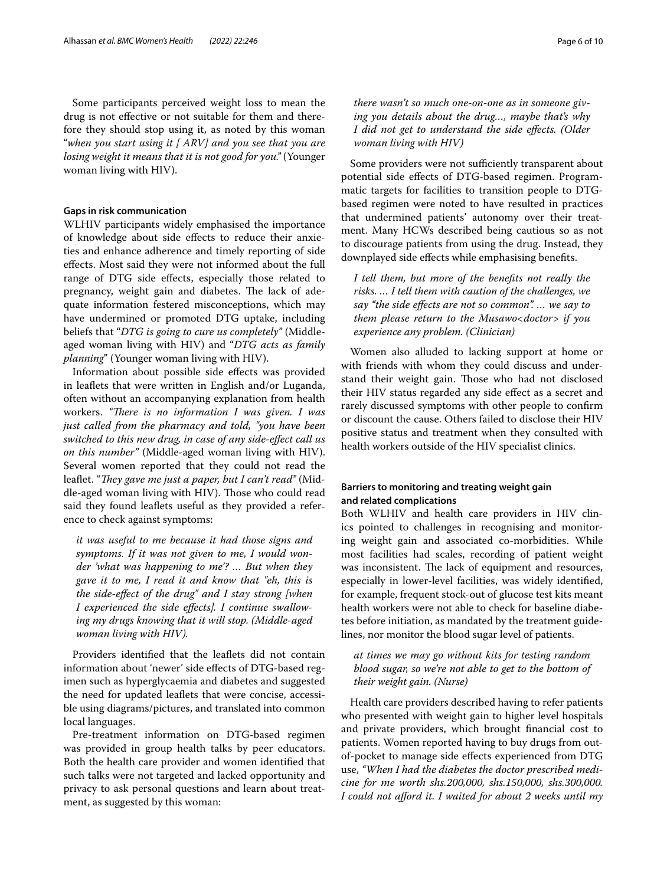Some participants perceived weight loss to mean the drug is not effective or not suitable for them and therefore they should stop using it, as noted by this woman "*when you start using it [ ARV] and you see that you are losing weight it means that it is not good for you.*" (Younger woman living with HIV).

#### Gaps in risk communication

WLHIV participants widely emphasised the importance of knowledge about side effects to reduce their anxieties and enhance adherence and timely reporting of side effects. Most said they were not informed about the full range of DTG side effects, especially those related to pregnancy, weight gain and diabetes. The lack of adequate information festered misconceptions, which may have undermined or promoted DTG uptake, including beliefs that "*DTG is going to cure us completely*" (Middle-aged woman living with HIV) and "*DTG acts as family planning*" (Younger woman living with HIV).

Information about possible side effects was provided in leaflets that were written in English and/or Luganda, often without an accompanying explanation from health workers. *"There is no information I was given. I was just called from the pharmacy and told, "you have been switched to this new drug, in case of any side-effect call us on this number"* (Middle-aged woman living with HIV). Several women reported that they could not read the leaflet. "*They gave me just a paper, but I can't read*" (Middle-aged woman living with HIV). Those who could read said they found leaflets useful as they provided a reference to check against symptoms:

> *it was useful to me because it had those signs and symptoms. If it was not given to me, I would wonder 'what was happening to me'? … But when they gave it to me, I read it and know that "eh, this is the side-effect of the drug" and I stay strong [when I experienced the side effects]. I continue swallowing my drugs knowing that it will stop. (Middle-aged woman living with HIV).*

Providers identified that the leaflets did not contain information about 'newer' side effects of DTG-based regimen such as hyperglycaemia and diabetes and suggested the need for updated leaflets that were concise, accessible using diagrams/pictures, and translated into common local languages.

Pre-treatment information on DTG-based regimen was provided in group health talks by peer educators. Both the health care provider and women identified that such talks were not targeted and lacked opportunity and privacy to ask personal questions and learn about treatment, as suggested by this woman:

> *there wasn't so much one-on-one as in someone giving you details about the drug…, maybe that's why I did not get to understand the side effects. (Older woman living with HIV)*

Some providers were not sufficiently transparent about potential side effects of DTG-based regimen. Programmatic targets for facilities to transition people to DTG-based regimen were noted to have resulted in practices that undermined patients' autonomy over their treatment. Many HCWs described being cautious so as not to discourage patients from using the drug. Instead, they downplayed side effects while emphasising benefits.

> *I tell them, but more of the benefits not really the risks. … I tell them with caution of the challenges, we say "the side effects are not so common". … we say to them please return to the Musawo<doctor> if you experience any problem. (Clinician)*

Women also alluded to lacking support at home or with friends with whom they could discuss and understand their weight gain. Those who had not disclosed their HIV status regarded any side effect as a secret and rarely discussed symptoms with other people to confirm or discount the cause. Others failed to disclose their HIV positive status and treatment when they consulted with health workers outside of the HIV specialist clinics.

#### Barriers to monitoring and treating weight gain and related complications

Both WLHIV and health care providers in HIV clinics pointed to challenges in recognising and monitoring weight gain and associated co-morbidities. While most facilities had scales, recording of patient weight was inconsistent. The lack of equipment and resources, especially in lower-level facilities, was widely identified, for example, frequent stock-out of glucose test kits meant health workers were not able to check for baseline diabetes before initiation, as mandated by the treatment guidelines, nor monitor the blood sugar level of patients.

> *at times we may go without kits for testing random blood sugar, so we're not able to get to the bottom of their weight gain. (Nurse)*

Health care providers described having to refer patients who presented with weight gain to higher level hospitals and private providers, which brought financial cost to patients. Women reported having to buy drugs from out-of-pocket to manage side effects experienced from DTG use, *"When I had the diabetes the doctor prescribed medicine for me worth shs.200,000, shs.150,000, shs.300,000. I could not afford it. I waited for about 2 weeks until my*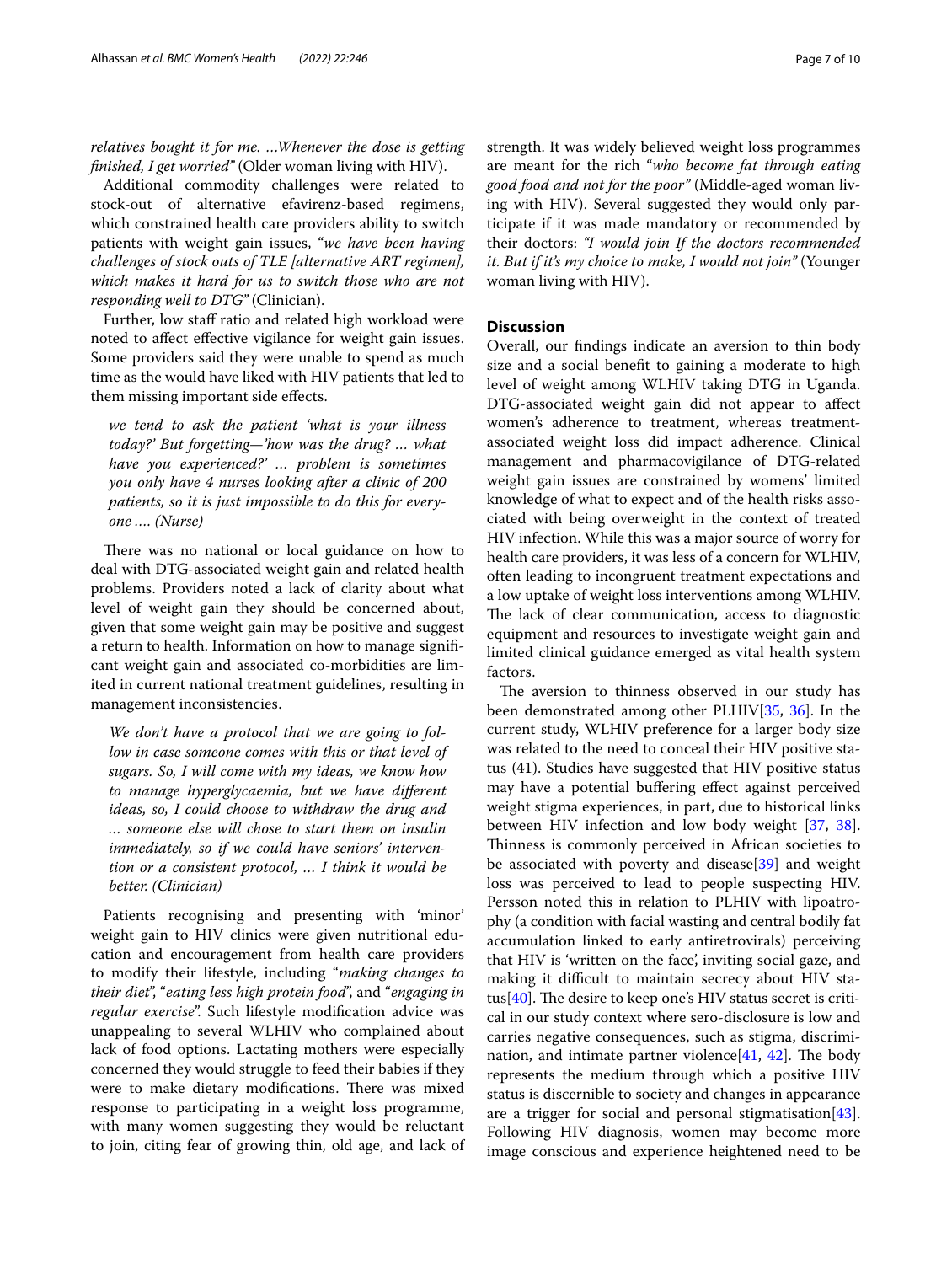*relatives bought it for me. …Whenever the dose is getting finished, I get worried"* (Older woman living with HIV).

Additional commodity challenges were related to stock-out of alternative efavirenz-based regimens, which constrained health care providers ability to switch patients with weight gain issues, "*we have been having challenges of stock outs of TLE [alternative ART regimen], which makes it hard for us to switch those who are not responding well to DTG"* (Clinician).

Further, low staff ratio and related high workload were noted to affect effective vigilance for weight gain issues. Some providers said they were unable to spend as much time as the would have liked with HIV patients that led to them missing important side effects.

> *we tend to ask the patient 'what is your illness today?' But forgetting—'how was the drug? … what have you experienced?' … problem is sometimes you only have 4 nurses looking after a clinic of 200 patients, so it is just impossible to do this for everyone …. (Nurse)*

There was no national or local guidance on how to deal with DTG-associated weight gain and related health problems. Providers noted a lack of clarity about what level of weight gain they should be concerned about, given that some weight gain may be positive and suggest a return to health. Information on how to manage significant weight gain and associated co-morbidities are limited in current national treatment guidelines, resulting in management inconsistencies.

> *We don't have a protocol that we are going to follow in case someone comes with this or that level of sugars. So, I will come with my ideas, we know how to manage hyperglycaemia, but we have different ideas, so, I could choose to withdraw the drug and … someone else will chose to start them on insulin immediately, so if we could have seniors' intervention or a consistent protocol, … I think it would be better. (Clinician)*

Patients recognising and presenting with 'minor' weight gain to HIV clinics were given nutritional education and encouragement from health care providers to modify their lifestyle, including "*making changes to their diet*", "*eating less high protein food*", and "*engaging in regular exercise*". Such lifestyle modification advice was unappealing to several WLHIV who complained about lack of food options. Lactating mothers were especially concerned they would struggle to feed their babies if they were to make dietary modifications. There was mixed response to participating in a weight loss programme, with many women suggesting they would be reluctant to join, citing fear of growing thin, old age, and lack of strength. It was widely believed weight loss programmes are meant for the rich "*who become fat through eating good food and not for the poor"* (Middle-aged woman living with HIV). Several suggested they would only participate if it was made mandatory or recommended by their doctors: *"I would join If the doctors recommended it. But if it's my choice to make, I would not join"* (Younger woman living with HIV).

## Discussion

Overall, our findings indicate an aversion to thin body size and a social benefit to gaining a moderate to high level of weight among WLHIV taking DTG in Uganda. DTG-associated weight gain did not appear to affect women's adherence to treatment, whereas treatment-associated weight loss did impact adherence. Clinical management and pharmacovigilance of DTG-related weight gain issues are constrained by womens' limited knowledge of what to expect and of the health risks associated with being overweight in the context of treated HIV infection. While this was a major source of worry for health care providers, it was less of a concern for WLHIV, often leading to incongruent treatment expectations and a low uptake of weight loss interventions among WLHIV. The lack of clear communication, access to diagnostic equipment and resources to investigate weight gain and limited clinical guidance emerged as vital health system factors.

The aversion to thinness observed in our study has been demonstrated among other PLHIV[35, 36]. In the current study, WLHIV preference for a larger body size was related to the need to conceal their HIV positive status (41). Studies have suggested that HIV positive status may have a potential buffering effect against perceived weight stigma experiences, in part, due to historical links between HIV infection and low body weight [37, 38]. Thinness is commonly perceived in African societies to be associated with poverty and disease[39] and weight loss was perceived to lead to people suspecting HIV. Persson noted this in relation to PLHIV with lipoatrophy (a condition with facial wasting and central bodily fat accumulation linked to early antiretrovirals) perceiving that HIV is 'written on the face', inviting social gaze, and making it difficult to maintain secrecy about HIV status[40]. The desire to keep one's HIV status secret is critical in our study context where sero-disclosure is low and carries negative consequences, such as stigma, discrimination, and intimate partner violence[41, 42]. The body represents the medium through which a positive HIV status is discernible to society and changes in appearance are a trigger for social and personal stigmatisation[43]. Following HIV diagnosis, women may become more image conscious and experience heightened need to be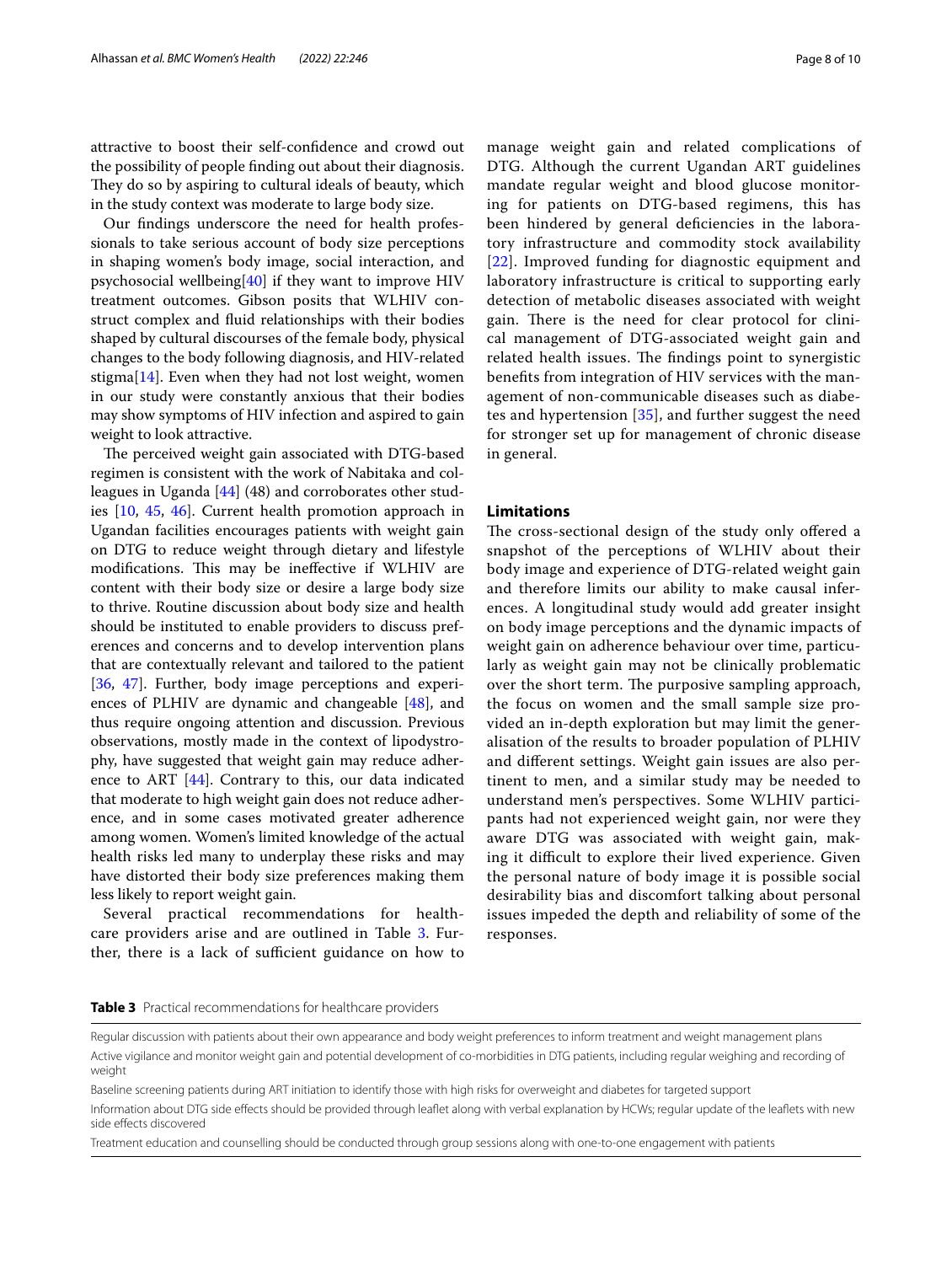attractive to boost their self-confidence and crowd out the possibility of people finding out about their diagnosis. They do so by aspiring to cultural ideals of beauty, which in the study context was moderate to large body size.

Our findings underscore the need for health professionals to take serious account of body size perceptions in shaping women's body image, social interaction, and psychosocial wellbeing[40] if they want to improve HIV treatment outcomes. Gibson posits that WLHIV construct complex and fluid relationships with their bodies shaped by cultural discourses of the female body, physical changes to the body following diagnosis, and HIV-related stigma[14]. Even when they had not lost weight, women in our study were constantly anxious that their bodies may show symptoms of HIV infection and aspired to gain weight to look attractive.

The perceived weight gain associated with DTG-based regimen is consistent with the work of Nabitaka and colleagues in Uganda [44] (48) and corroborates other studies [10, 45, 46]. Current health promotion approach in Ugandan facilities encourages patients with weight gain on DTG to reduce weight through dietary and lifestyle modifications. This may be ineffective if WLHIV are content with their body size or desire a large body size to thrive. Routine discussion about body size and health should be instituted to enable providers to discuss preferences and concerns and to develop intervention plans that are contextually relevant and tailored to the patient [36, 47]. Further, body image perceptions and experiences of PLHIV are dynamic and changeable [48], and thus require ongoing attention and discussion. Previous observations, mostly made in the context of lipodystrophy, have suggested that weight gain may reduce adherence to ART [44]. Contrary to this, our data indicated that moderate to high weight gain does not reduce adherence, and in some cases motivated greater adherence among women. Women's limited knowledge of the actual health risks led many to underplay these risks and may have distorted their body size preferences making them less likely to report weight gain.

Several practical recommendations for healthcare providers arise and are outlined in Table 3. Further, there is a lack of sufficient guidance on how to manage weight gain and related complications of DTG. Although the current Ugandan ART guidelines mandate regular weight and blood glucose monitoring for patients on DTG-based regimens, this has been hindered by general deficiencies in the laboratory infrastructure and commodity stock availability [22]. Improved funding for diagnostic equipment and laboratory infrastructure is critical to supporting early detection of metabolic diseases associated with weight gain. There is the need for clear protocol for clinical management of DTG-associated weight gain and related health issues. The findings point to synergistic benefits from integration of HIV services with the management of non-communicable diseases such as diabetes and hypertension [35], and further suggest the need for stronger set up for management of chronic disease in general.

## Limitations

The cross-sectional design of the study only offered a snapshot of the perceptions of WLHIV about their body image and experience of DTG-related weight gain and therefore limits our ability to make causal inferences. A longitudinal study would add greater insight on body image perceptions and the dynamic impacts of weight gain on adherence behaviour over time, particularly as weight gain may not be clinically problematic over the short term. The purposive sampling approach, the focus on women and the small sample size provided an in-depth exploration but may limit the generalisation of the results to broader population of PLHIV and different settings. Weight gain issues are also pertinent to men, and a similar study may be needed to understand men's perspectives. Some WLHIV participants had not experienced weight gain, nor were they aware DTG was associated with weight gain, making it difficult to explore their lived experience. Given the personal nature of body image it is possible social desirability bias and discomfort talking about personal issues impeded the depth and reliability of some of the responses.

**Table 3** Practical recommendations for healthcare providers

| |
|---|
| Regular discussion with patients about their own appearance and body weight preferences to inform treatment and weight management plans |
| Active vigilance and monitor weight gain and potential development of co-morbidities in DTG patients, including regular weighing and recording of weight |
| Baseline screening patients during ART initiation to identify those with high risks for overweight and diabetes for targeted support |
| Information about DTG side effects should be provided through leaflet along with verbal explanation by HCWs; regular update of the leaflets with new side effects discovered |
| Treatment education and counselling should be conducted through group sessions along with one-to-one engagement with patients |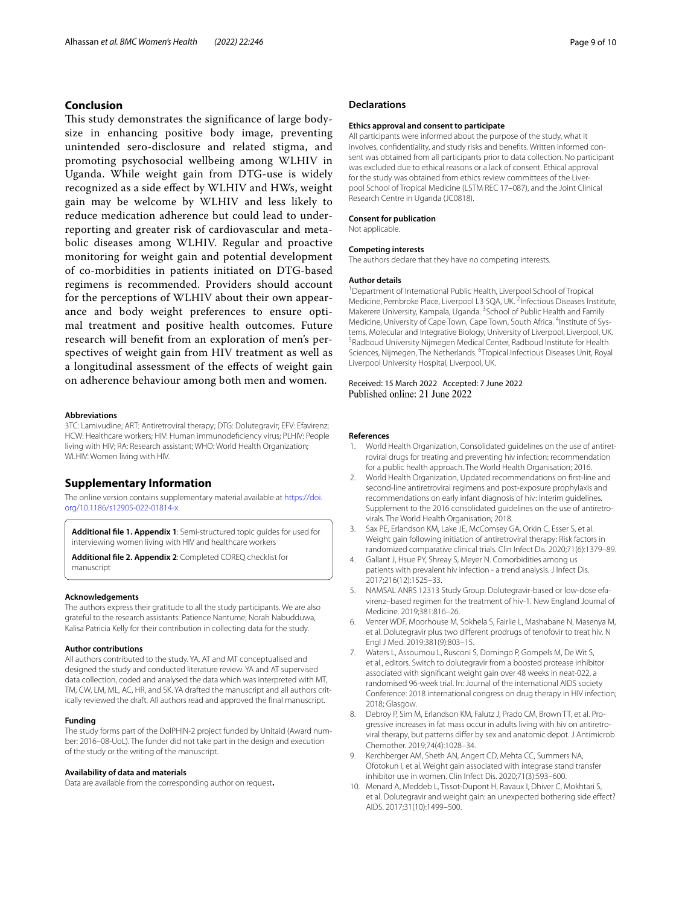## Conclusion

This study demonstrates the significance of large body-size in enhancing positive body image, preventing unintended sero-disclosure and related stigma, and promoting psychosocial wellbeing among WLHIV in Uganda. While weight gain from DTG-use is widely recognized as a side effect by WLHIV and HWs, weight gain may be welcome by WLHIV and less likely to reduce medication adherence but could lead to under-reporting and greater risk of cardiovascular and metabolic diseases among WLHIV. Regular and proactive monitoring for weight gain and potential development of co-morbidities in patients initiated on DTG-based regimens is recommended. Providers should account for the perceptions of WLHIV about their own appearance and body weight preferences to ensure optimal treatment and positive health outcomes. Future research will benefit from an exploration of men's perspectives of weight gain from HIV treatment as well as a longitudinal assessment of the effects of weight gain on adherence behaviour among both men and women.

#### Abbreviations

3TC: Lamivudine; ART: Antiretroviral therapy; DTG: Dolutegravir; EFV: Efavirenz; HCW: Healthcare workers; HIV: Human immunodeficiency virus; PLHIV: People living with HIV; RA: Research assistant; WHO: World Health Organization; WLHIV: Women living with HIV.

## Supplementary Information

The online version contains supplementary material available at https://doi.org/10.1186/s12905-022-01814-x.

**Additional file 1. Appendix 1**: Semi-structured topic guides for used for interviewing women living with HIV and healthcare workers

**Additional file 2. Appendix 2**: Completed COREQ checklist for manuscript

#### Acknowledgements

The authors express their gratitude to all the study participants. We are also grateful to the research assistants: Patience Nantume; Norah Nabudduwa, Kalisa Patricia Kelly for their contribution in collecting data for the study.

#### Author contributions

All authors contributed to the study. YA, AT and MT conceptualised and designed the study and conducted literature review. YA and AT supervised data collection, coded and analysed the data which was interpreted with MT, TM, CW, LM, ML, AC, HR, and SK. YA drafted the manuscript and all authors critically reviewed the draft. All authors read and approved the final manuscript.

#### Funding

The study forms part of the DolPHIN-2 project funded by Unitaid (Award number: 2016–08-UoL). The funder did not take part in the design and execution of the study or the writing of the manuscript.

#### Availability of data and materials

Data are available from the corresponding author on request**.**

## Declarations

#### Ethics approval and consent to participate

All participants were informed about the purpose of the study, what it involves, confidentiality, and study risks and benefits. Written informed consent was obtained from all participants prior to data collection. No participant was excluded due to ethical reasons or a lack of consent. Ethical approval for the study was obtained from ethics review committees of the Liverpool School of Tropical Medicine (LSTM REC 17–087), and the Joint Clinical Research Centre in Uganda (JC0818).

#### Consent for publication

Not applicable.

#### Competing interests

The authors declare that they have no competing interests.

#### Author details

[1]Department of International Public Health, Liverpool School of Tropical Medicine, Pembroke Place, Liverpool L3 5QA, UK. [2]Infectious Diseases Institute, Makerere University, Kampala, Uganda. [3]School of Public Health and Family Medicine, University of Cape Town, Cape Town, South Africa. [4]Institute of Systems, Molecular and Integrative Biology, University of Liverpool, Liverpool, UK. [5]Radboud University Nijmegen Medical Center, Radboud Institute for Health Sciences, Nijmegen, The Netherlands. [6]Tropical Infectious Diseases Unit, Royal Liverpool University Hospital, Liverpool, UK.

Received: 15 March 2022 Accepted: 7 June 2022
Published online: 21 June 2022

#### References

1. World Health Organization, Consolidated guidelines on the use of antiretroviral drugs for treating and preventing hiv infection: recommendation for a public health approach. The World Health Organisation; 2016.
2. World Health Organization, Updated recommendations on first-line and second-line antiretroviral regimens and post-exposure prophylaxis and recommendations on early infant diagnosis of hiv: Interim guidelines. Supplement to the 2016 consolidated guidelines on the use of antiretrovirals. The World Health Organisation; 2018.
3. Sax PE, Erlandson KM, Lake JE, McComsey GA, Orkin C, Esser S, et al. Weight gain following initiation of antiretroviral therapy: Risk factors in randomized comparative clinical trials. Clin Infect Dis. 2020;71(6):1379–89.
4. Gallant J, Hsue PY, Shreay S, Meyer N. Comorbidities among us patients with prevalent hiv infection - a trend analysis. J Infect Dis. 2017;216(12):1525–33.
5. NAMSAL ANRS 12313 Study Group. Dolutegravir-based or low-dose efavirenz–based regimen for the treatment of hiv-1. New England Journal of Medicine. 2019;381:816–26.
6. Venter WDF, Moorhouse M, Sokhela S, Fairlie L, Mashabane N, Masenya M, et al. Dolutegravir plus two different prodrugs of tenofovir to treat hiv. N Engl J Med. 2019;381(9):803–15.
7. Waters L, Assoumou L, Rusconi S, Domingo P, Gompels M, De Wit S, et al., editors. Switch to dolutegravir from a boosted protease inhibitor associated with significant weight gain over 48 weeks in neat-022, a randomised 96-week trial. In: Journal of the international AIDS society Conference: 2018 international congress on drug therapy in HIV infection; 2018; Glasgow.
8. Debroy P, Sim M, Erlandson KM, Falutz J, Prado CM, Brown TT, et al. Progressive increases in fat mass occur in adults living with hiv on antiretroviral therapy, but patterns differ by sex and anatomic depot. J Antimicrob Chemother. 2019;74(4):1028–34.
9. Kerchberger AM, Sheth AN, Angert CD, Mehta CC, Summers NA, Ofotokun I, et al. Weight gain associated with integrase stand transfer inhibitor use in women. Clin Infect Dis. 2020;71(3):593–600.
10. Menard A, Meddeb L, Tissot-Dupont H, Ravaux I, Dhiver C, Mokhtari S, et al. Dolutegravir and weight gain: an unexpected bothering side effect? AIDS. 2017;31(10):1499–500.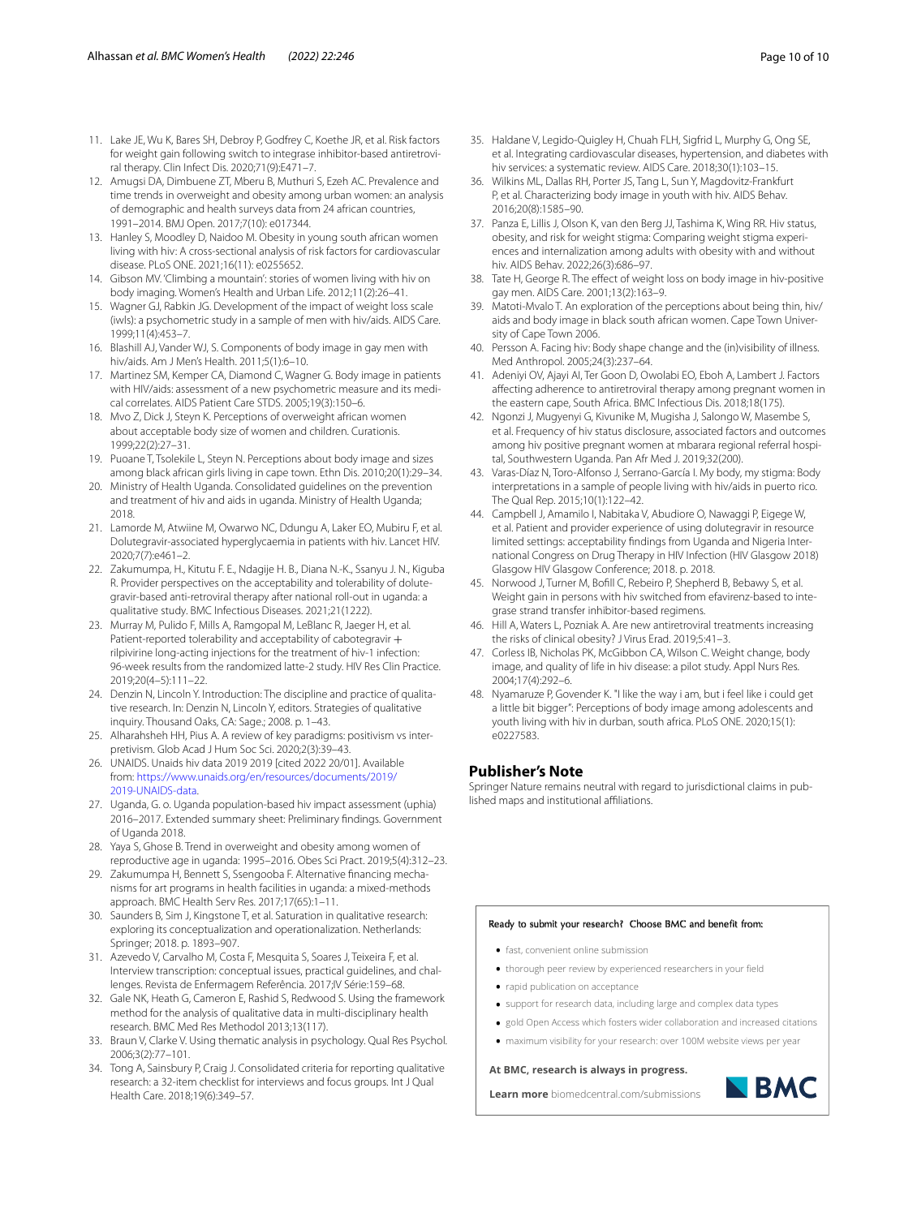11. Lake JE, Wu K, Bares SH, Debroy P, Godfrey C, Koethe JR, et al. Risk factors for weight gain following switch to integrase inhibitor-based antiretroviral therapy. Clin Infect Dis. 2020;71(9):E471–7.
12. Amugsi DA, Dimbuene ZT, Mberu B, Muthuri S, Ezeh AC. Prevalence and time trends in overweight and obesity among urban women: an analysis of demographic and health surveys data from 24 african countries, 1991–2014. BMJ Open. 2017;7(10): e017344.
13. Hanley S, Moodley D, Naidoo M. Obesity in young south african women living with hiv: A cross-sectional analysis of risk factors for cardiovascular disease. PLoS ONE. 2021;16(11): e0255652.
14. Gibson MV. 'Climbing a mountain': stories of women living with hiv on body imaging. Women's Health and Urban Life. 2012;11(2):26–41.
15. Wagner GJ, Rabkin JG. Development of the impact of weight loss scale (iwls): a psychometric study in a sample of men with hiv/aids. AIDS Care. 1999;11(4):453–7.
16. Blashill AJ, Vander WJ, S. Components of body image in gay men with hiv/aids. Am J Men's Health. 2011;5(1):6–10.
17. Martinez SM, Kemper CA, Diamond C, Wagner G. Body image in patients with HIV/aids: assessment of a new psychometric measure and its medical correlates. AIDS Patient Care STDS. 2005;19(3):150–6.
18. Mvo Z, Dick J, Steyn K. Perceptions of overweight african women about acceptable body size of women and children. Curationis. 1999;22(2):27–31.
19. Puoane T, Tsolekile L, Steyn N. Perceptions about body image and sizes among black african girls living in cape town. Ethn Dis. 2010;20(1):29–34.
20. Ministry of Health Uganda. Consolidated guidelines on the prevention and treatment of hiv and aids in uganda. Ministry of Health Uganda; 2018.
21. Lamorde M, Atwiine M, Owarwo NC, Ddungu A, Laker EO, Mubiru F, et al. Dolutegravir-associated hyperglycaemia in patients with hiv. Lancet HIV. 2020;7(7):e461–2.
22. Zakumumpa, H., Kitutu F. E., Ndagije H. B., Diana N.-K., Ssanyu J. N., Kiguba R. Provider perspectives on the acceptability and tolerability of dolutegravir-based anti-retroviral therapy after national roll-out in uganda: a qualitative study. BMC Infectious Diseases. 2021;21(1222).
23. Murray M, Pulido F, Mills A, Ramgopal M, LeBlanc R, Jaeger H, et al. Patient-reported tolerability and acceptability of cabotegravir + rilpivirine long-acting injections for the treatment of hiv-1 infection: 96-week results from the randomized latte-2 study. HIV Res Clin Practice. 2019;20(4–5):111–22.
24. Denzin N, Lincoln Y. Introduction: The discipline and practice of qualitative research. In: Denzin N, Lincoln Y, editors. Strategies of qualitative inquiry. Thousand Oaks, CA: Sage.; 2008. p. 1–43.
25. Alharahsheh HH, Pius A. A review of key paradigms: positivism vs interpretivism. Glob Acad J Hum Soc Sci. 2020;2(3):39–43.
26. UNAIDS. Unaids hiv data 2019 2019 [cited 2022 20/01]. Available from: https://www.unaids.org/en/resources/documents/2019/2019-UNAIDS-data.
27. Uganda, G. o. Uganda population-based hiv impact assessment (uphia) 2016–2017. Extended summary sheet: Preliminary findings. Government of Uganda 2018.
28. Yaya S, Ghose B. Trend in overweight and obesity among women of reproductive age in uganda: 1995–2016. Obes Sci Pract. 2019;5(4):312–23.
29. Zakumumpa H, Bennett S, Ssengooba F. Alternative financing mechanisms for art programs in health facilities in uganda: a mixed-methods approach. BMC Health Serv Res. 2017;17(65):1–11.
30. Saunders B, Sim J, Kingstone T, et al. Saturation in qualitative research: exploring its conceptualization and operationalization. Netherlands: Springer; 2018. p. 1893–907.
31. Azevedo V, Carvalho M, Costa F, Mesquita S, Soares J, Teixeira F, et al. Interview transcription: conceptual issues, practical guidelines, and challenges. Revista de Enfermagem Referência. 2017;IV Série:159–68.
32. Gale NK, Heath G, Cameron E, Rashid S, Redwood S. Using the framework method for the analysis of qualitative data in multi-disciplinary health research. BMC Med Res Methodol 2013;13(117).
33. Braun V, Clarke V. Using thematic analysis in psychology. Qual Res Psychol. 2006;3(2):77–101.
34. Tong A, Sainsbury P, Craig J. Consolidated criteria for reporting qualitative research: a 32-item checklist for interviews and focus groups. Int J Qual Health Care. 2018;19(6):349–57.
35. Haldane V, Legido-Quigley H, Chuah FLH, Sigfrid L, Murphy G, Ong SE, et al. Integrating cardiovascular diseases, hypertension, and diabetes with hiv services: a systematic review. AIDS Care. 2018;30(1):103–15.
36. Wilkins ML, Dallas RH, Porter JS, Tang L, Sun Y, Magdovitz-Frankfurt P, et al. Characterizing body image in youth with hiv. AIDS Behav. 2016;20(8):1585–90.
37. Panza E, Lillis J, Olson K, van den Berg JJ, Tashima K, Wing RR. Hiv status, obesity, and risk for weight stigma: Comparing weight stigma experiences and internalization among adults with obesity with and without hiv. AIDS Behav. 2022;26(3):686–97.
38. Tate H, George R. The effect of weight loss on body image in hiv-positive gay men. AIDS Care. 2001;13(2):163–9.
39. Matoti-Mvalo T. An exploration of the perceptions about being thin, hiv/aids and body image in black south african women. Cape Town University of Cape Town 2006.
40. Persson A. Facing hiv: Body shape change and the (in)visibility of illness. Med Anthropol. 2005;24(3):237–64.
41. Adeniyi OV, Ajayi AI, Ter Goon D, Owolabi EO, Eboh A, Lambert J. Factors affecting adherence to antiretroviral therapy among pregnant women in the eastern cape, South Africa. BMC Infectious Dis. 2018;18(175).
42. Ngonzi J, Mugyenyi G, Kivunike M, Mugisha J, Salongo W, Masembe S, et al. Frequency of hiv status disclosure, associated factors and outcomes among hiv positive pregnant women at mbarara regional referral hospital, Southwestern Uganda. Pan Afr Med J. 2019;32(200).
43. Varas-Díaz N, Toro-Alfonso J, Serrano-García I. My body, my stigma: Body interpretations in a sample of people living with hiv/aids in puerto rico. The Qual Rep. 2015;10(1):122–42.
44. Campbell J, Amamilo I, Nabitaka V, Abudiore O, Nawaggi P, Eigege W, et al. Patient and provider experience of using dolutegravir in resource limited settings: acceptability findings from Uganda and Nigeria International Congress on Drug Therapy in HIV Infection (HIV Glasgow 2018) Glasgow HIV Glasgow Conference; 2018. p. 2018.
45. Norwood J, Turner M, Bofill C, Rebeiro P, Shepherd B, Bebawy S, et al. Weight gain in persons with hiv switched from efavirenz-based to integrase strand transfer inhibitor-based regimens.
46. Hill A, Waters L, Pozniak A. Are new antiretroviral treatments increasing the risks of clinical obesity? J Virus Erad. 2019;5:41–3.
47. Corless IB, Nicholas PK, McGibbon CA, Wilson C. Weight change, body image, and quality of life in hiv disease: a pilot study. Appl Nurs Res. 2004;17(4):292–6.
48. Nyamaruze P, Govender K. "I like the way i am, but i feel like i could get a little bit bigger": Perceptions of body image among adolescents and youth living with hiv in durban, south africa. PLoS ONE. 2020;15(1): e0227583.

## Publisher's Note

Springer Nature remains neutral with regard to jurisdictional claims in published maps and institutional affiliations.

Ready to submit your research? Choose BMC and benefit from:

- fast, convenient online submission
- thorough peer review by experienced researchers in your field
- rapid publication on acceptance
- support for research data, including large and complex data types
- gold Open Access which fosters wider collaboration and increased citations
- maximum visibility for your research: over 100M website views per year

**At BMC, research is always in progress.**

**Learn more** biomedcentral.com/submissions